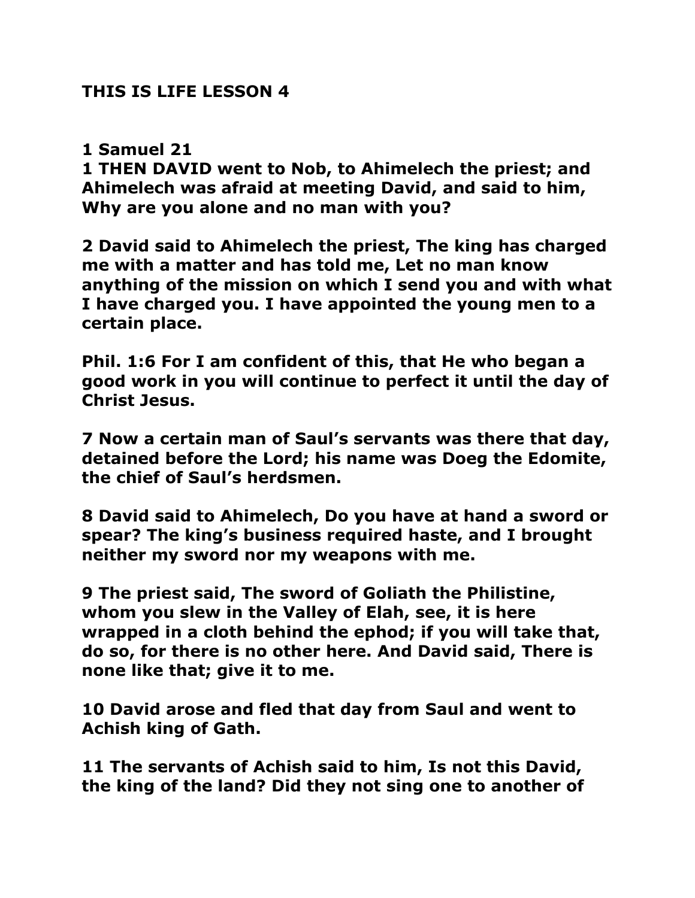**THIS IS LIFE LESSON 4**

**1 Samuel 21**

**1 THEN DAVID went to Nob, to Ahimelech the priest; and Ahimelech was afraid at meeting David, and said to him, Why are you alone and no man with you?**

**2 David said to Ahimelech the priest, The king has charged me with a matter and has told me, Let no man know anything of the mission on which I send you and with what I have charged you. I have appointed the young men to a certain place.**

**Phil. 1:6 For I am confident of this, that He who began a good work in you will continue to perfect it until the day of Christ Jesus.**

**7 Now a certain man of Saul's servants was there that day, detained before the Lord; his name was Doeg the Edomite, the chief of Saul's herdsmen.**

**8 David said to Ahimelech, Do you have at hand a sword or spear? The king's business required haste, and I brought neither my sword nor my weapons with me.**

**9 The priest said, The sword of Goliath the Philistine, whom you slew in the Valley of Elah, see, it is here wrapped in a cloth behind the ephod; if you will take that, do so, for there is no other here. And David said, There is none like that; give it to me.**

**10 David arose and fled that day from Saul and went to Achish king of Gath.**

**11 The servants of Achish said to him, Is not this David, the king of the land? Did they not sing one to another of**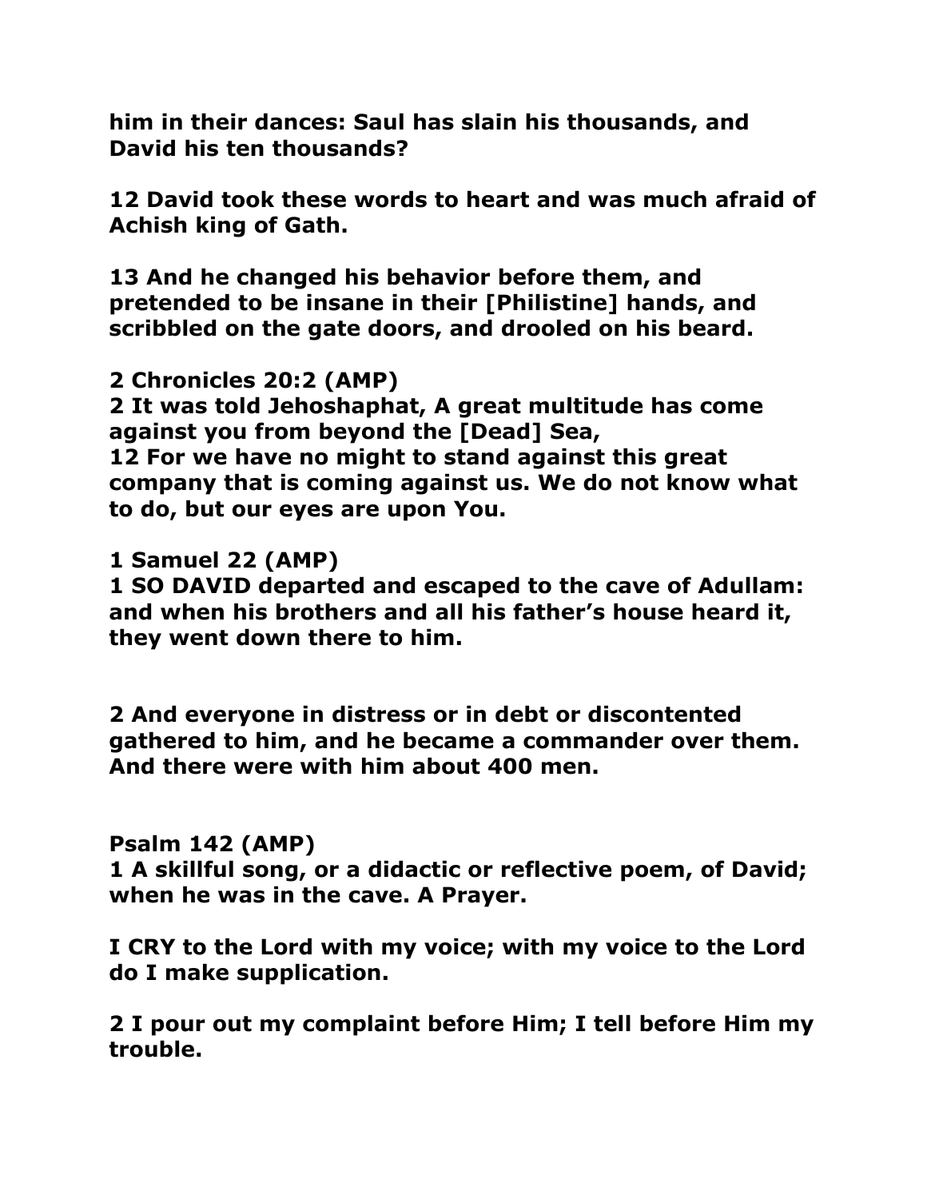**him in their dances: Saul has slain his thousands, and David his ten thousands?**

**12 David took these words to heart and was much afraid of Achish king of Gath.**

**13 And he changed his behavior before them, and pretended to be insane in their [Philistine] hands, and scribbled on the gate doors, and drooled on his beard.**

**2 Chronicles 20:2 (AMP)**
**2 It was told Jehoshaphat, A great multitude has come against you from beyond the [Dead] Sea,**
**12 For we have no might to stand against this great company that is coming against us. We do not know what to do, but our eyes are upon You.**

**1 Samuel 22 (AMP)**
**1 SO DAVID departed and escaped to the cave of Adullam: and when his brothers and all his father's house heard it, they went down there to him.**

**2 And everyone in distress or in debt or discontented gathered to him, and he became a commander over them. And there were with him about 400 men.**

**Psalm 142 (AMP)**
**1 A skillful song, or a didactic or reflective poem, of David; when he was in the cave. A Prayer.**

**I CRY to the Lord with my voice; with my voice to the Lord do I make supplication.**

**2 I pour out my complaint before Him; I tell before Him my trouble.**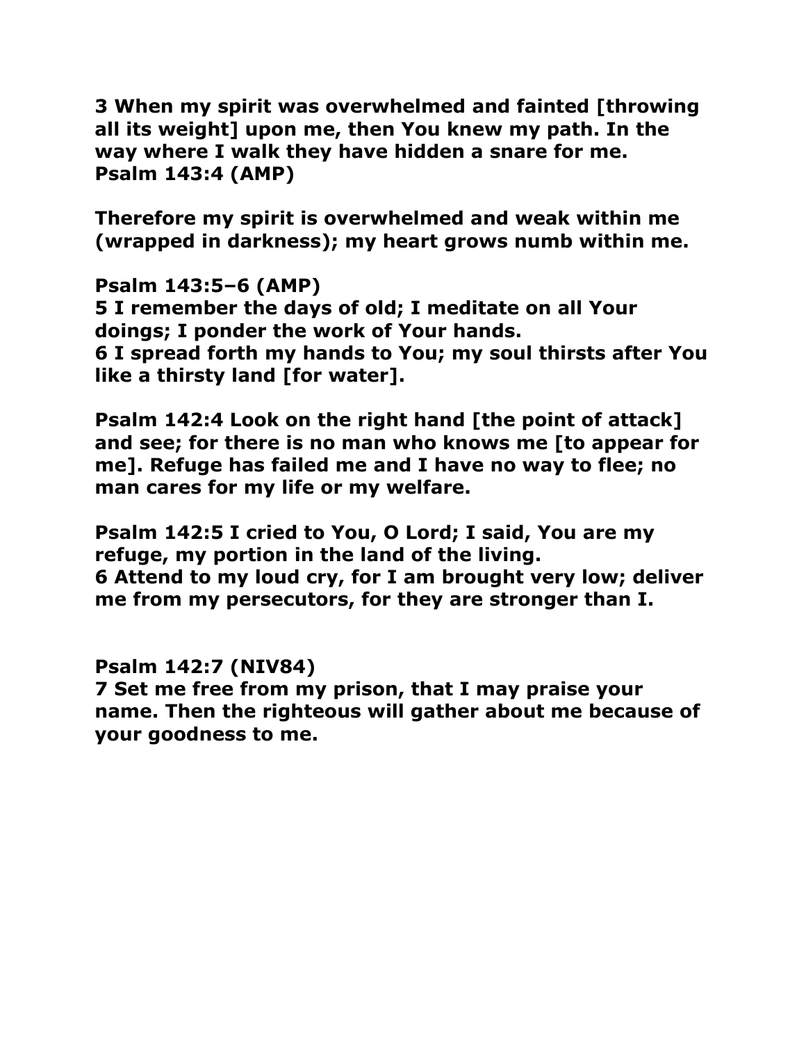**3 When my spirit was overwhelmed and fainted [throwing all its weight] upon me, then You knew my path. In the way where I walk they have hidden a snare for me.**
**Psalm 143:4 (AMP)**

**Therefore my spirit is overwhelmed and weak within me (wrapped in darkness); my heart grows numb within me.**

**Psalm 143:5–6 (AMP)**
**5 I remember the days of old; I meditate on all Your doings; I ponder the work of Your hands.**
**6 I spread forth my hands to You; my soul thirsts after You like a thirsty land [for water].**

**Psalm 142:4 Look on the right hand [the point of attack] and see; for there is no man who knows me [to appear for me]. Refuge has failed me and I have no way to flee; no man cares for my life or my welfare.**

**Psalm 142:5 I cried to You, O Lord; I said, You are my refuge, my portion in the land of the living.**
**6 Attend to my loud cry, for I am brought very low; deliver me from my persecutors, for they are stronger than I.**

**Psalm 142:7 (NIV84)**
**7 Set me free from my prison, that I may praise your name. Then the righteous will gather about me because of your goodness to me.**